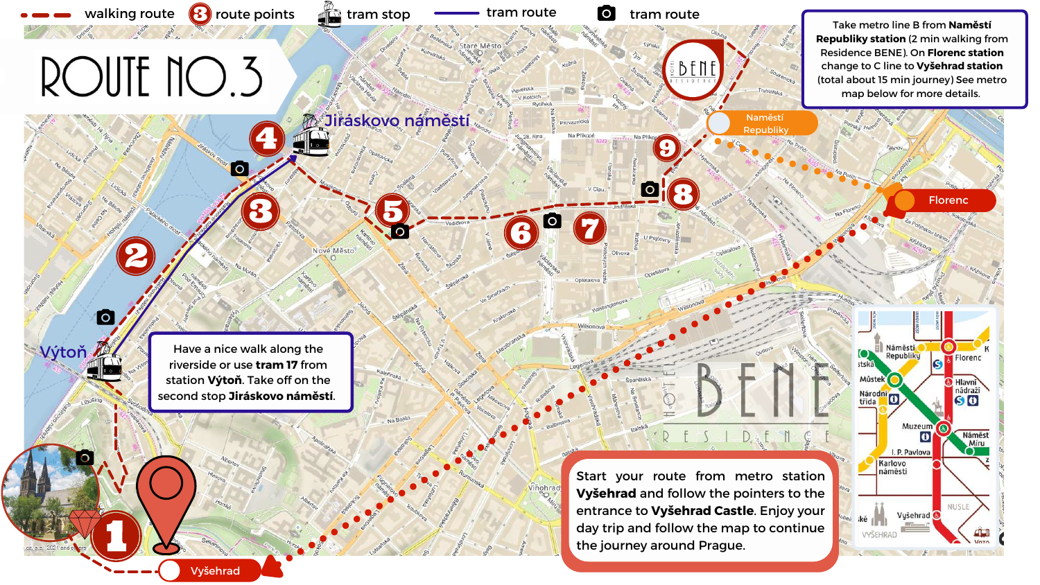# ROUTE NO.3

walking route · route points · tram stop · tram route · photo spot

Take metro line B from **Náměstí Republiky station** (2 min walking from Residence BENE). On **Florenc station** change to C line to **Vyšehrad station** (total about 15 min journey) See metro map below for more details.

Have a nice walk along the riverside or use **tram 17** from station **Výtoň**. Take off on the second stop **Jiráskovo náměstí**.

Start your route from metro station **Vyšehrad** and follow the pointers to the entrance to **Vyšehrad Castle**. Enjoy your day trip and follow the map to continue the journey around Prague.

Jiráskovo náměstí · Výtoň · Vyšehrad · Namětí Republiky · Florenc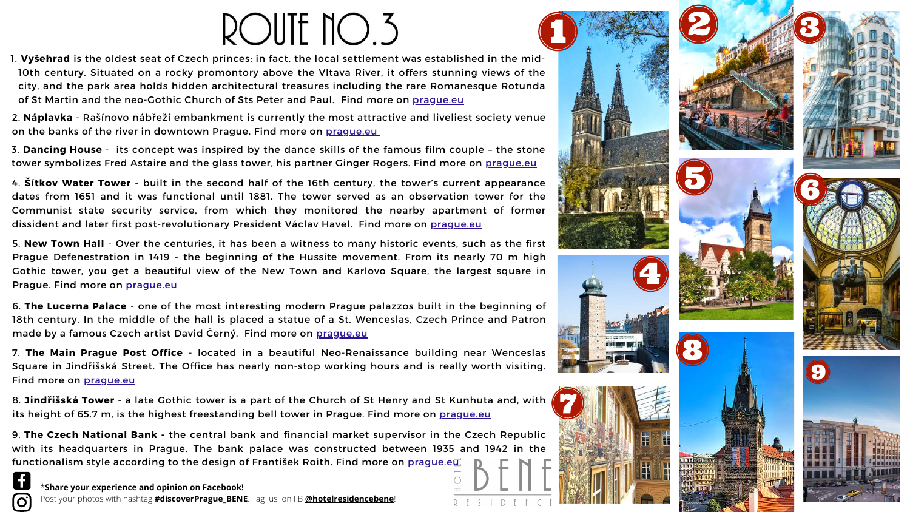# ROUTE NO.3

1. **Vyšehrad** is the oldest seat of Czech princes; in fact, the local settlement was established in the mid-10th century. Situated on a rocky promontory above the Vltava River, it offers stunning views of the city, and the park area holds hidden architectural treasures including the rare Romanesque Rotunda of St Martin and the neo-Gothic Church of Sts Peter and Paul. Find more on prague.eu

2. **Náplavka** - Rašínovo nábřeží embankment is currently the most attractive and liveliest society venue on the banks of the river in downtown Prague. Find more on prague.eu

3. **Dancing House** - its concept was inspired by the dance skills of the famous film couple – the stone tower symbolizes Fred Astaire and the glass tower, his partner Ginger Rogers. Find more on prague.eu

4. **Šítkov Water Tower** - built in the second half of the 16th century, the tower's current appearance dates from 1651 and it was functional until 1881. The tower served as an observation tower for the Communist state security service, from which they monitored the nearby apartment of former dissident and later first post-revolutionary President Václav Havel. Find more on prague.eu

5. **New Town Hall** - Over the centuries, it has been a witness to many historic events, such as the first Prague Defenestration in 1419 - the beginning of the Hussite movement. From its nearly 70 m high Gothic tower, you get a beautiful view of the New Town and Karlovo Square, the largest square in Prague. Find more on prague.eu

6. **The Lucerna Palace** - one of the most interesting modern Prague palazzos built in the beginning of 18th century. In the middle of the hall is placed a statue of a St. Wenceslas, Czech Prince and Patron made by a famous Czech artist David Černý. Find more on prague.eu

7. **The Main Prague Post Office** - located in a beautiful Neo-Renaissance building near Wenceslas Square in Jindřišská Street. The Office has nearly non-stop working hours and is really worth visiting. Find more on prague.eu

8. **Jindřišská Tower** - a late Gothic tower is a part of the Church of St Henry and St Kunhuta and, with its height of 65.7 m, is the highest freestanding bell tower in Prague. Find more on prague.eu

9. **The Czech National Bank** - the central bank and financial market supervisor in the Czech Republic with its headquarters in Prague. The bank palace was constructed between 1935 and 1942 in the functionalism style according to the design of František Roith. Find more on prague.eu

***Share your experience and opinion on Facebook!**

Post your photos with hashtag **#discoverPrague_BENE**. Tag us on FB **@hotelresidencebene**!

HOTEL BENE RESIDENCE